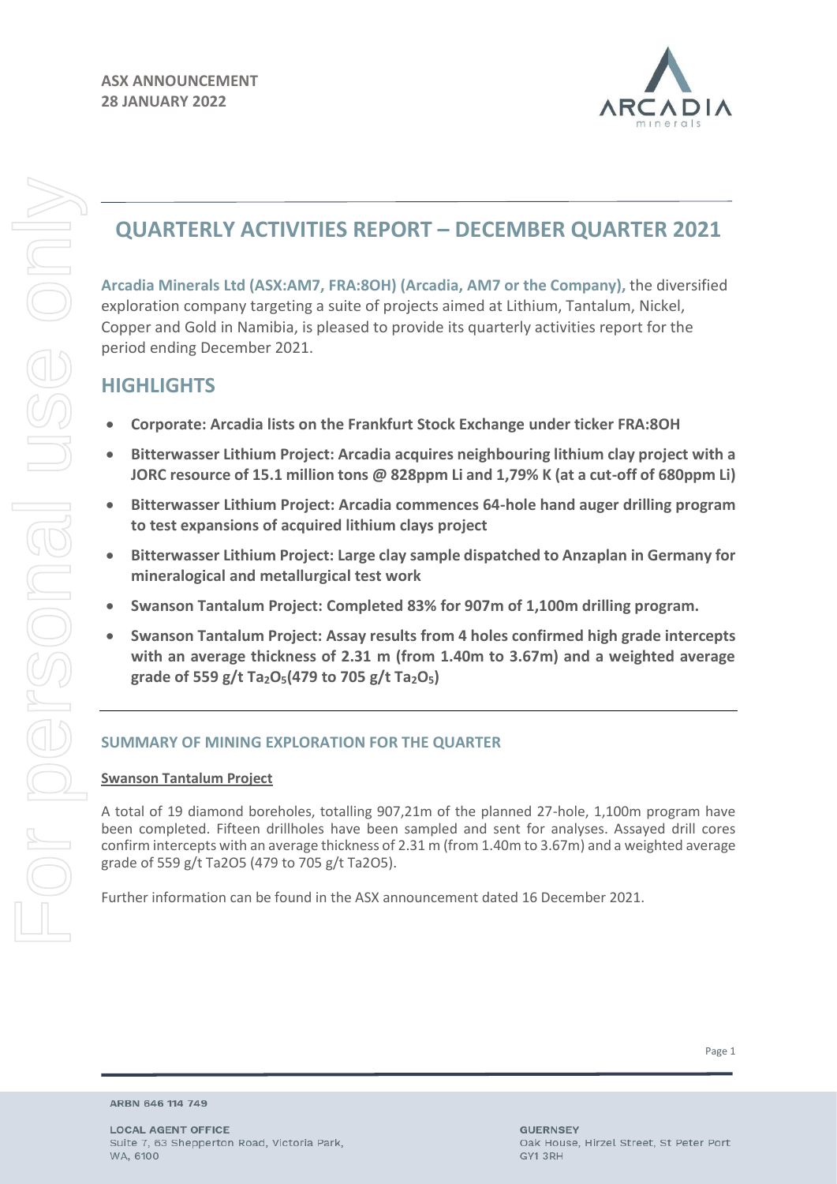**ASX ANNOUNCEMENT**
**28 JANUARY 2022**

# QUARTERLY ACTIVITIES REPORT – DECEMBER QUARTER 2021

**Arcadia Minerals Ltd (ASX:AM7, FRA:8OH) (Arcadia, AM7 or the Company),** the diversified exploration company targeting a suite of projects aimed at Lithium, Tantalum, Nickel, Copper and Gold in Namibia, is pleased to provide its quarterly activities report for the period ending December 2021.

## HIGHLIGHTS

- **Corporate: Arcadia lists on the Frankfurt Stock Exchange under ticker FRA:8OH**
- **Bitterwasser Lithium Project: Arcadia acquires neighbouring lithium clay project with a JORC resource of 15.1 million tons @ 828ppm Li and 1,79% K (at a cut-off of 680ppm Li)**
- **Bitterwasser Lithium Project: Arcadia commences 64-hole hand auger drilling program to test expansions of acquired lithium clays project**
- **Bitterwasser Lithium Project: Large clay sample dispatched to Anzaplan in Germany for mineralogical and metallurgical test work**
- **Swanson Tantalum Project: Completed 83% for 907m of 1,100m drilling program.**
- **Swanson Tantalum Project: Assay results from 4 holes confirmed high grade intercepts with an average thickness of 2.31 m (from 1.40m to 3.67m) and a weighted average grade of 559 g/t $Ta_2O_5$(479 to 705 g/t $Ta_2O_5$)**

### SUMMARY OF MINING EXPLORATION FOR THE QUARTER

**Swanson Tantalum Project**

A total of 19 diamond boreholes, totalling 907,21m of the planned 27-hole, 1,100m program have been completed. Fifteen drillholes have been sampled and sent for analyses. Assayed drill cores confirm intercepts with an average thickness of 2.31 m (from 1.40m to 3.67m) and a weighted average grade of 559 g/t Ta2O5 (479 to 705 g/t Ta2O5).

Further information can be found in the ASX announcement dated 16 December 2021.

ARBN 646 114 749

LOCAL AGENT OFFICE
Suite 7, 63 Shepperton Road, Victoria Park, WA, 6100

GUERNSEY
Oak House, Hirzel Street, St Peter Port GY1 3RH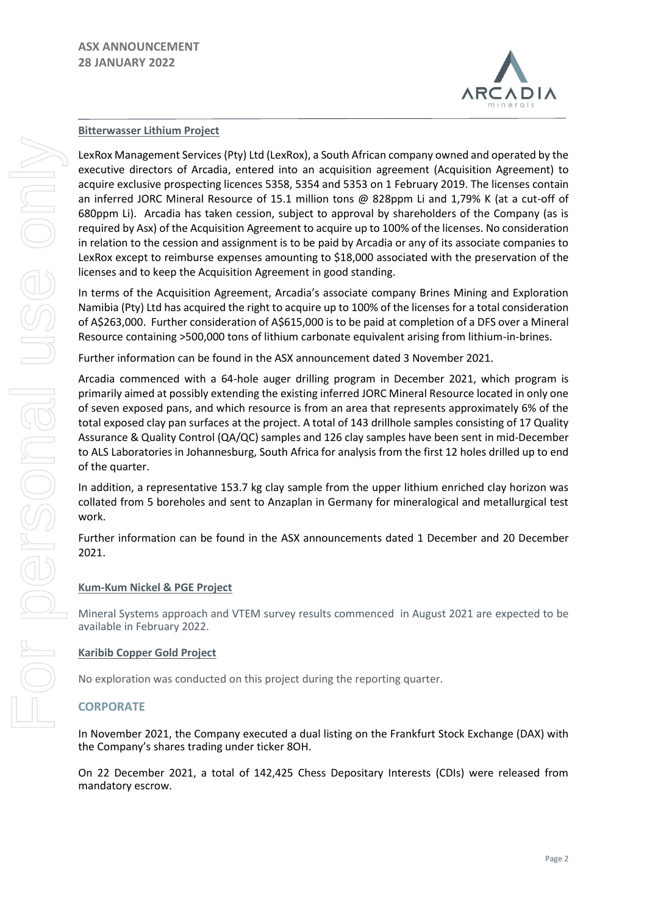### Bitterwasser Lithium Project

LexRox Management Services (Pty) Ltd (LexRox), a South African company owned and operated by the executive directors of Arcadia, entered into an acquisition agreement (Acquisition Agreement) to acquire exclusive prospecting licences 5358, 5354 and 5353 on 1 February 2019. The licenses contain an inferred JORC Mineral Resource of 15.1 million tons @ 828ppm Li and 1,79% K (at a cut-off of 680ppm Li). Arcadia has taken cession, subject to approval by shareholders of the Company (as is required by Asx) of the Acquisition Agreement to acquire up to 100% of the licenses. No consideration in relation to the cession and assignment is to be paid by Arcadia or any of its associate companies to LexRox except to reimburse expenses amounting to $18,000 associated with the preservation of the licenses and to keep the Acquisition Agreement in good standing.

In terms of the Acquisition Agreement, Arcadia's associate company Brines Mining and Exploration Namibia (Pty) Ltd has acquired the right to acquire up to 100% of the licenses for a total consideration of A$263,000. Further consideration of A$615,000 is to be paid at completion of a DFS over a Mineral Resource containing >500,000 tons of lithium carbonate equivalent arising from lithium-in-brines.

Further information can be found in the ASX announcement dated 3 November 2021.

Arcadia commenced with a 64-hole auger drilling program in December 2021, which program is primarily aimed at possibly extending the existing inferred JORC Mineral Resource located in only one of seven exposed pans, and which resource is from an area that represents approximately 6% of the total exposed clay pan surfaces at the project. A total of 143 drillhole samples consisting of 17 Quality Assurance & Quality Control (QA/QC) samples and 126 clay samples have been sent in mid-December to ALS Laboratories in Johannesburg, South Africa for analysis from the first 12 holes drilled up to end of the quarter.

In addition, a representative 153.7 kg clay sample from the upper lithium enriched clay horizon was collated from 5 boreholes and sent to Anzaplan in Germany for mineralogical and metallurgical test work.

Further information can be found in the ASX announcements dated 1 December and 20 December 2021.

### Kum-Kum Nickel & PGE Project

Mineral Systems approach and VTEM survey results commenced in August 2021 are expected to be available in February 2022.

### Karibib Copper Gold Project

No exploration was conducted on this project during the reporting quarter.

## CORPORATE

In November 2021, the Company executed a dual listing on the Frankfurt Stock Exchange (DAX) with the Company's shares trading under ticker 8OH.

On 22 December 2021, a total of 142,425 Chess Depositary Interests (CDIs) were released from mandatory escrow.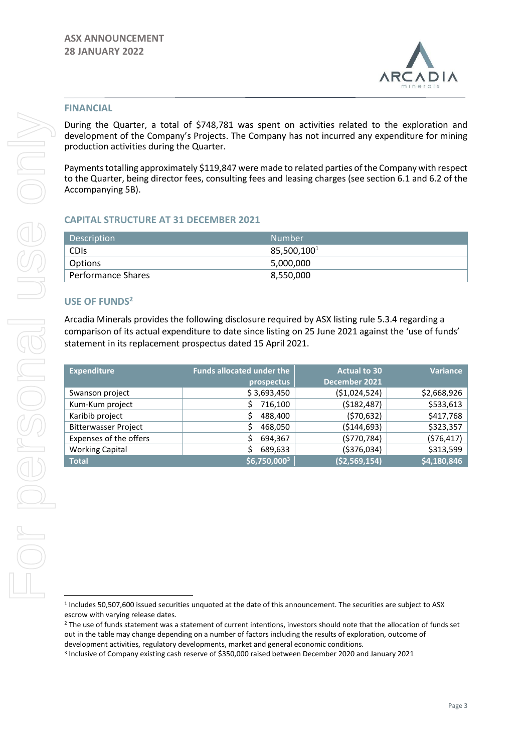## FINANCIAL

During the Quarter, a total of $748,781 was spent on activities related to the exploration and development of the Company's Projects. The Company has not incurred any expenditure for mining production activities during the Quarter.

Payments totalling approximately $119,847 were made to related parties of the Company with respect to the Quarter, being director fees, consulting fees and leasing charges (see section 6.1 and 6.2 of the Accompanying 5B).

## CAPITAL STRUCTURE AT 31 DECEMBER 2021

| Description | Number |
|---|---|
| CDIs | 85,500,100[1] |
| Options | 5,000,000 |
| Performance Shares | 8,550,000 |

## USE OF FUNDS[2]

Arcadia Minerals provides the following disclosure required by ASX listing rule 5.3.4 regarding a comparison of its actual expenditure to date since listing on 25 June 2021 against the 'use of funds' statement in its replacement prospectus dated 15 April 2021.

| Expenditure | Funds allocated under the prospectus | Actual to 30 December 2021 | Variance |
|---|---|---|---|
| Swanson project | $ 3,693,450 | ($1,024,524) | $2,668,926 |
| Kum-Kum project | $ 716,100 | ($182,487) | $533,613 |
| Karibib project | $ 488,400 | ($70,632) | $417,768 |
| Bitterwasser Project | $ 468,050 | ($144,693) | $323,357 |
| Expenses of the offers | $ 694,367 | ($770,784) | ($76,417) |
| Working Capital | $ 689,633 | ($376,034) | $313,599 |
| **Total** | **$6,750,000[3]** | **($2,569,154)** | **$4,180,846** |

[1] Includes 50,507,600 issued securities unquoted at the date of this announcement. The securities are subject to ASX escrow with varying release dates.

[2] The use of funds statement was a statement of current intentions, investors should note that the allocation of funds set out in the table may change depending on a number of factors including the results of exploration, outcome of development activities, regulatory developments, market and general economic conditions.

[3] Inclusive of Company existing cash reserve of $350,000 raised between December 2020 and January 2021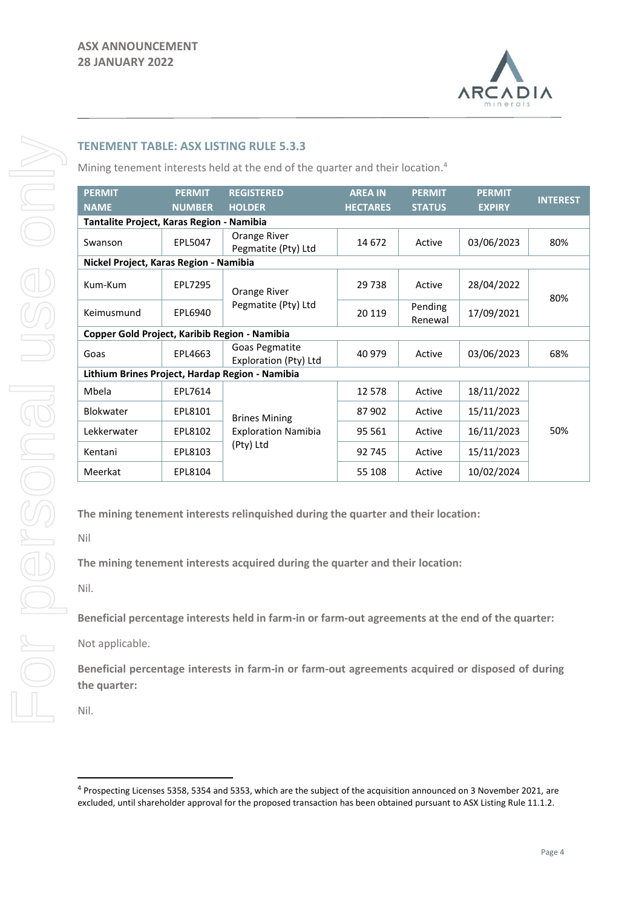## TENEMENT TABLE: ASX LISTING RULE 5.3.3

Mining tenement interests held at the end of the quarter and their location.[4]

| PERMIT NAME | PERMIT NUMBER | REGISTERED HOLDER | AREA IN HECTARES | PERMIT STATUS | PERMIT EXPIRY | INTEREST |
|---|---|---|---|---|---|---|
| **Tantalite Project, Karas Region - Namibia** | | | | | | |
| Swanson | EPL5047 | Orange River Pegmatite (Pty) Ltd | 14 672 | Active | 03/06/2023 | 80% |
| **Nickel Project, Karas Region - Namibia** | | | | | | |
| Kum-Kum | EPL7295 | Orange River Pegmatite (Pty) Ltd | 29 738 | Active | 28/04/2022 | 80% |
| Keimusmund | EPL6940 | | 20 119 | Pending Renewal | 17/09/2021 | |
| **Copper Gold Project, Karibib Region - Namibia** | | | | | | |
| Goas | EPL4663 | Goas Pegmatite Exploration (Pty) Ltd | 40 979 | Active | 03/06/2023 | 68% |
| **Lithium Brines Project, Hardap Region - Namibia** | | | | | | |
| Mbela | EPL7614 | Brines Mining Exploration Namibia (Pty) Ltd | 12 578 | Active | 18/11/2022 | 50% |
| Blokwater | EPL8101 | | 87 902 | Active | 15/11/2023 | |
| Lekkerwater | EPL8102 | | 95 561 | Active | 16/11/2023 | |
| Kentani | EPL8103 | | 92 745 | Active | 15/11/2023 | |
| Meerkat | EPL8104 | | 55 108 | Active | 10/02/2024 | |

**The mining tenement interests relinquished during the quarter and their location:**

Nil

**The mining tenement interests acquired during the quarter and their location:**

Nil.

**Beneficial percentage interests held in farm-in or farm-out agreements at the end of the quarter:**

Not applicable.

**Beneficial percentage interests in farm-in or farm-out agreements acquired or disposed of during the quarter:**

Nil.

[4] Prospecting Licenses 5358, 5354 and 5353, which are the subject of the acquisition announced on 3 November 2021, are excluded, until shareholder approval for the proposed transaction has been obtained pursuant to ASX Listing Rule 11.1.2.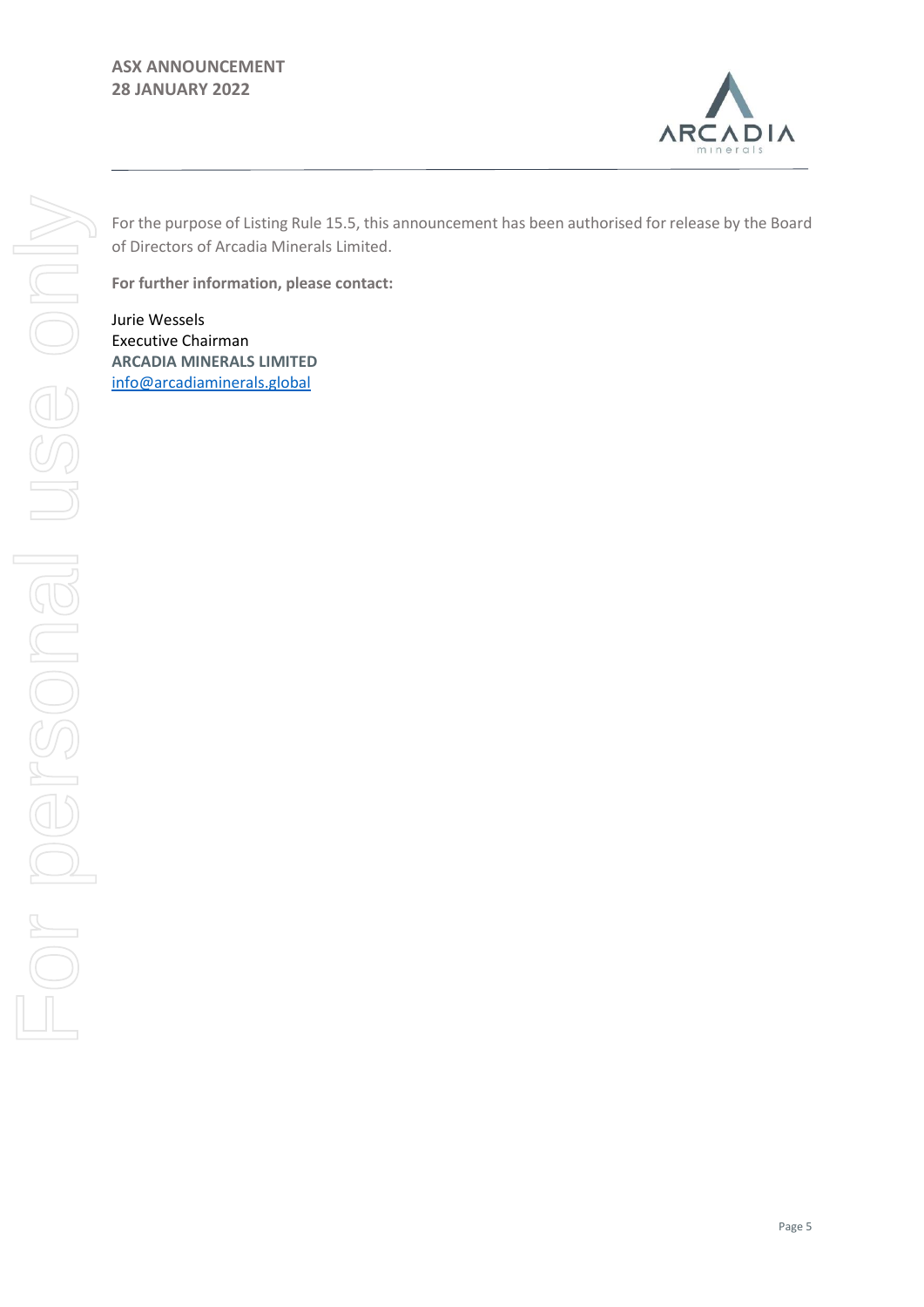For the purpose of Listing Rule 15.5, this announcement has been authorised for release by the Board of Directors of Arcadia Minerals Limited.

**For further information, please contact:**

Jurie Wessels
Executive Chairman
**ARCADIA MINERALS LIMITED**
info@arcadiaminerals.global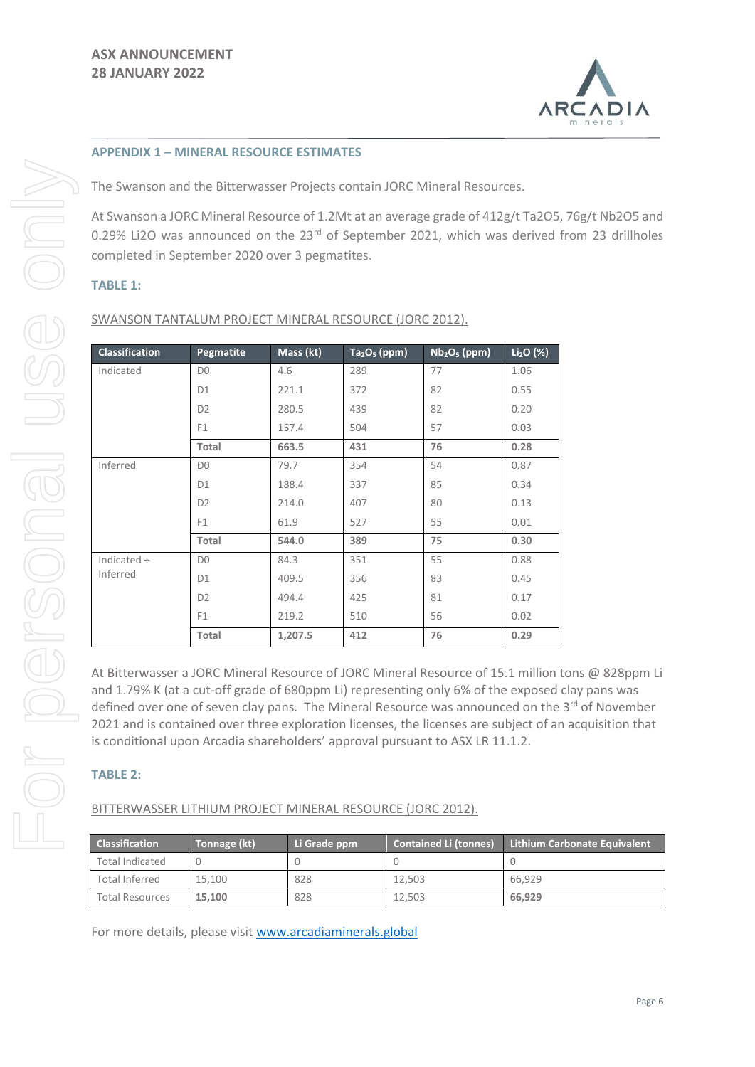## APPENDIX 1 – MINERAL RESOURCE ESTIMATES

The Swanson and the Bitterwasser Projects contain JORC Mineral Resources.

At Swanson a JORC Mineral Resource of 1.2Mt at an average grade of 412g/t Ta2O5, 76g/t Nb2O5 and 0.29% Li2O was announced on the 23rd of September 2021, which was derived from 23 drillholes completed in September 2020 over 3 pegmatites.

### TABLE 1:

SWANSON TANTALUM PROJECT MINERAL RESOURCE (JORC 2012).

| Classification | Pegmatite | Mass (kt) | $Ta_2O_5$ (ppm) | $Nb_2O_5$ (ppm) | $Li_2O$ (%) |
|---|---|---|---|---|---|
| Indicated | D0 | 4.6 | 289 | 77 | 1.06 |
| | D1 | 221.1 | 372 | 82 | 0.55 |
| | D2 | 280.5 | 439 | 82 | 0.20 |
| | F1 | 157.4 | 504 | 57 | 0.03 |
| | **Total** | **663.5** | **431** | **76** | **0.28** |
| Inferred | D0 | 79.7 | 354 | 54 | 0.87 |
| | D1 | 188.4 | 337 | 85 | 0.34 |
| | D2 | 214.0 | 407 | 80 | 0.13 |
| | F1 | 61.9 | 527 | 55 | 0.01 |
| | **Total** | **544.0** | **389** | **75** | **0.30** |
| Indicated + Inferred | D0 | 84.3 | 351 | 55 | 0.88 |
| | D1 | 409.5 | 356 | 83 | 0.45 |
| | D2 | 494.4 | 425 | 81 | 0.17 |
| | F1 | 219.2 | 510 | 56 | 0.02 |
| | **Total** | **1,207.5** | **412** | **76** | **0.29** |

At Bitterwasser a JORC Mineral Resource of JORC Mineral Resource of 15.1 million tons @ 828ppm Li and 1.79% K (at a cut-off grade of 680ppm Li) representing only 6% of the exposed clay pans was defined over one of seven clay pans. The Mineral Resource was announced on the 3rd of November 2021 and is contained over three exploration licenses, the licenses are subject of an acquisition that is conditional upon Arcadia shareholders' approval pursuant to ASX LR 11.1.2.

### TABLE 2:

BITTERWASSER LITHIUM PROJECT MINERAL RESOURCE (JORC 2012).

| Classification | Tonnage (kt) | Li Grade ppm | Contained Li (tonnes) | Lithium Carbonate Equivalent |
|---|---|---|---|---|
| Total Indicated | 0 | 0 | 0 | 0 |
| Total Inferred | 15,100 | 828 | 12,503 | 66,929 |
| Total Resources | **15,100** | 828 | 12,503 | **66,929** |

For more details, please visit [www.arcadiaminerals.global](www.arcadiaminerals.global)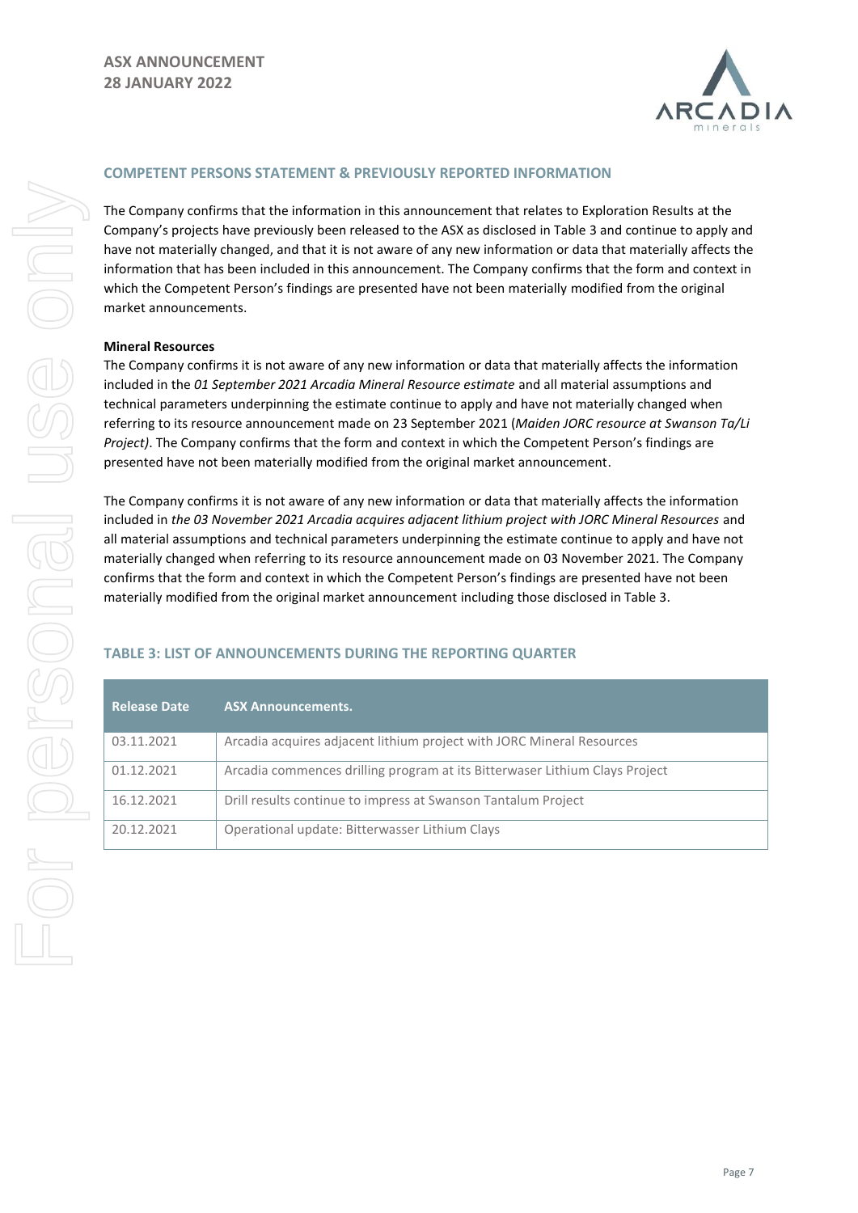## COMPETENT PERSONS STATEMENT & PREVIOUSLY REPORTED INFORMATION

The Company confirms that the information in this announcement that relates to Exploration Results at the Company's projects have previously been released to the ASX as disclosed in Table 3 and continue to apply and have not materially changed, and that it is not aware of any new information or data that materially affects the information that has been included in this announcement. The Company confirms that the form and context in which the Competent Person's findings are presented have not been materially modified from the original market announcements.

**Mineral Resources**

The Company confirms it is not aware of any new information or data that materially affects the information included in the *01 September 2021 Arcadia Mineral Resource estimate* and all material assumptions and technical parameters underpinning the estimate continue to apply and have not materially changed when referring to its resource announcement made on 23 September 2021 (*Maiden JORC resource at Swanson Ta/Li Project)*. The Company confirms that the form and context in which the Competent Person's findings are presented have not been materially modified from the original market announcement.

The Company confirms it is not aware of any new information or data that materially affects the information included in *the 03 November 2021 Arcadia acquires adjacent lithium project with JORC Mineral Resources* and all material assumptions and technical parameters underpinning the estimate continue to apply and have not materially changed when referring to its resource announcement made on 03 November 2021. The Company confirms that the form and context in which the Competent Person's findings are presented have not been materially modified from the original market announcement including those disclosed in Table 3.

## TABLE 3: LIST OF ANNOUNCEMENTS DURING THE REPORTING QUARTER

| Release Date | ASX Announcements. |
|---|---|
| 03.11.2021 | Arcadia acquires adjacent lithium project with JORC Mineral Resources |
| 01.12.2021 | Arcadia commences drilling program at its Bitterwaser Lithium Clays Project |
| 16.12.2021 | Drill results continue to impress at Swanson Tantalum Project |
| 20.12.2021 | Operational update: Bitterwasser Lithium Clays |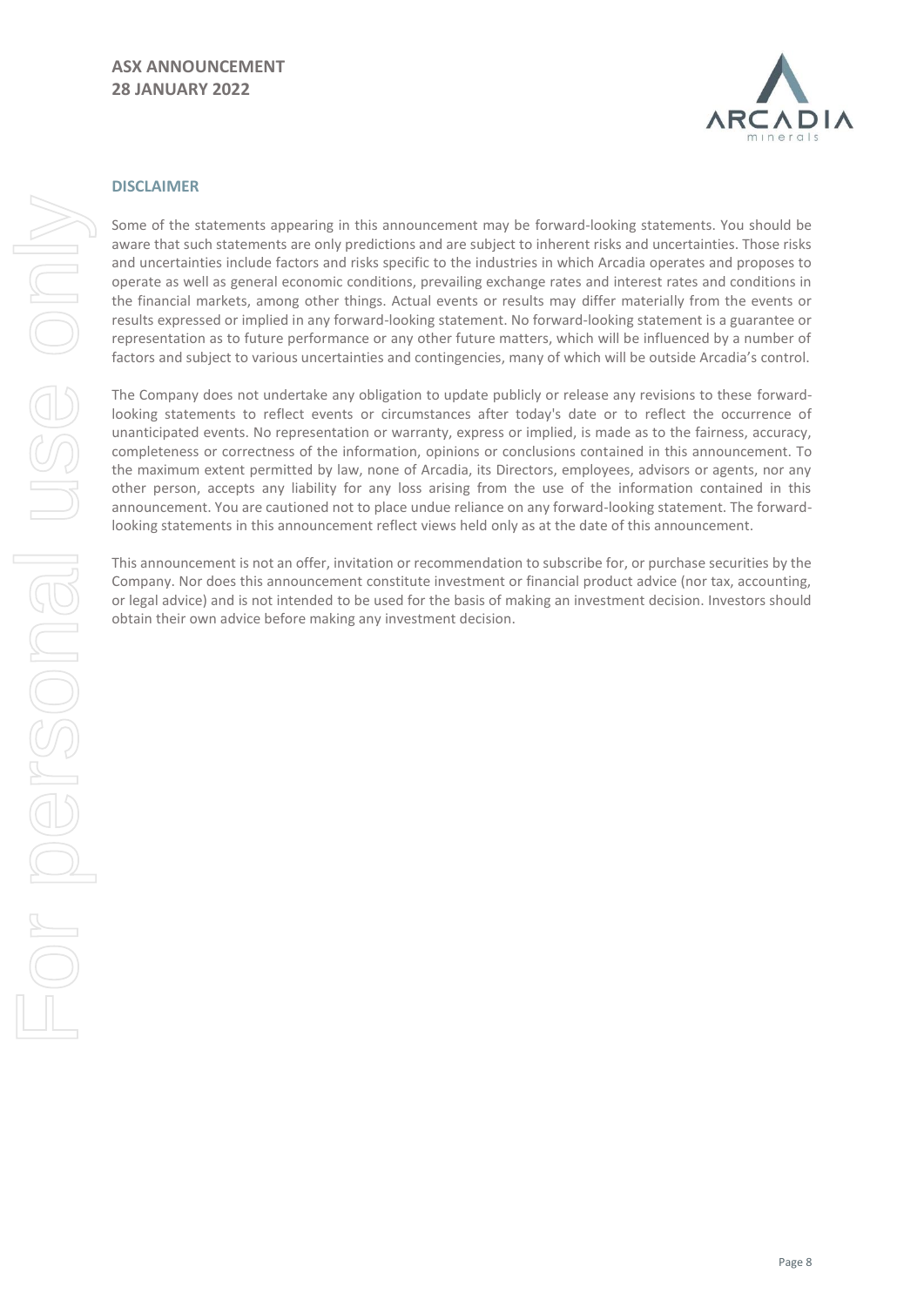## DISCLAIMER

Some of the statements appearing in this announcement may be forward-looking statements. You should be aware that such statements are only predictions and are subject to inherent risks and uncertainties. Those risks and uncertainties include factors and risks specific to the industries in which Arcadia operates and proposes to operate as well as general economic conditions, prevailing exchange rates and interest rates and conditions in the financial markets, among other things. Actual events or results may differ materially from the events or results expressed or implied in any forward-looking statement. No forward-looking statement is a guarantee or representation as to future performance or any other future matters, which will be influenced by a number of factors and subject to various uncertainties and contingencies, many of which will be outside Arcadia's control.

The Company does not undertake any obligation to update publicly or release any revisions to these forward-looking statements to reflect events or circumstances after today's date or to reflect the occurrence of unanticipated events. No representation or warranty, express or implied, is made as to the fairness, accuracy, completeness or correctness of the information, opinions or conclusions contained in this announcement. To the maximum extent permitted by law, none of Arcadia, its Directors, employees, advisors or agents, nor any other person, accepts any liability for any loss arising from the use of the information contained in this announcement. You are cautioned not to place undue reliance on any forward-looking statement. The forward-looking statements in this announcement reflect views held only as at the date of this announcement.

This announcement is not an offer, invitation or recommendation to subscribe for, or purchase securities by the Company. Nor does this announcement constitute investment or financial product advice (nor tax, accounting, or legal advice) and is not intended to be used for the basis of making an investment decision. Investors should obtain their own advice before making any investment decision.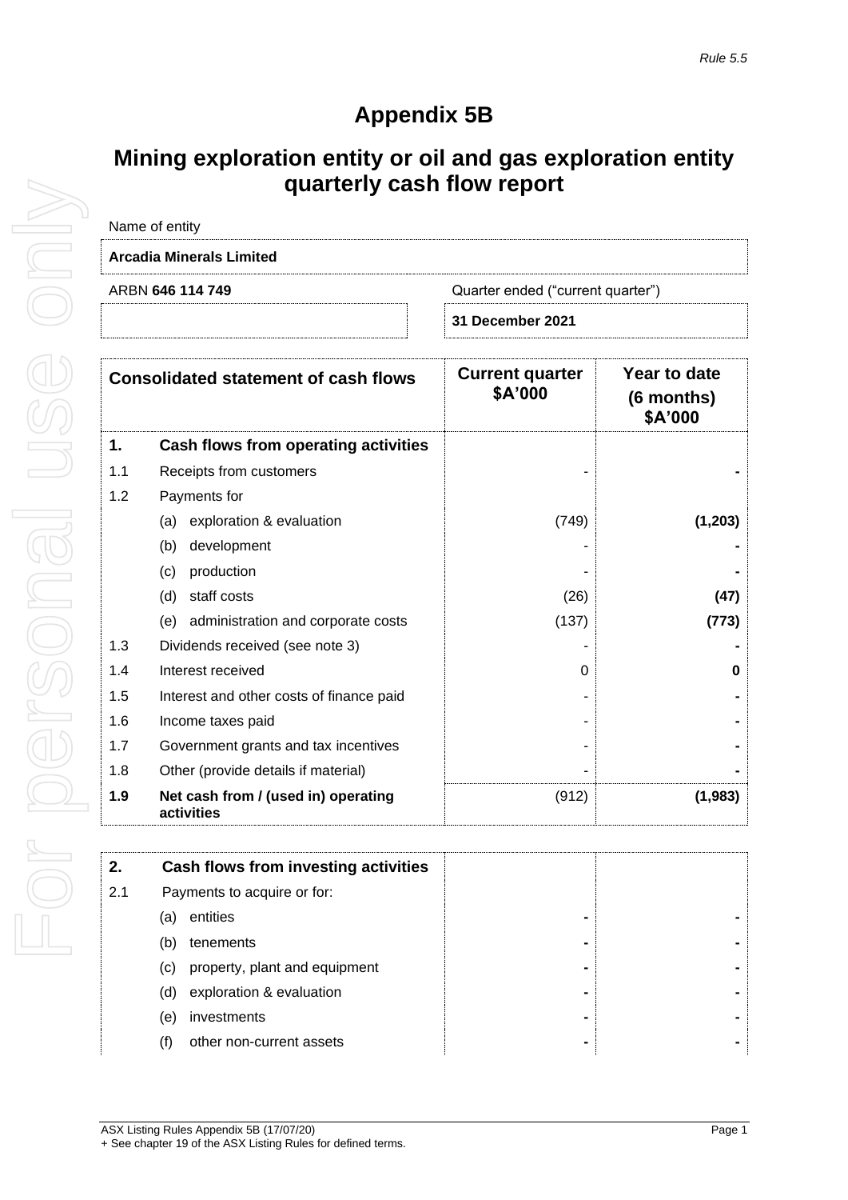# Appendix 5B

# Mining exploration entity or oil and gas exploration entity quarterly cash flow report

Name of entity

**Arcadia Minerals Limited**

| ARBN **646 114 749** | Quarter ended ("current quarter") |
|---|---|
| | **31 December 2021** |

| Consolidated statement of cash flows | | Current quarter $A'000 | Year to date (6 months) $A'000 |
|---|---|---|---|
| **1.** | **Cash flows from operating activities** | | |
| 1.1 | Receipts from customers | - | **-** |
| 1.2 | Payments for | | |
| | (a) exploration & evaluation | (749) | **(1,203)** |
| | (b) development | - | **-** |
| | (c) production | - | **-** |
| | (d) staff costs | (26) | **(47)** |
| | (e) administration and corporate costs | (137) | **(773)** |
| 1.3 | Dividends received (see note 3) | - | **-** |
| 1.4 | Interest received | 0 | **0** |
| 1.5 | Interest and other costs of finance paid | - | **-** |
| 1.6 | Income taxes paid | - | **-** |
| 1.7 | Government grants and tax incentives | - | **-** |
| 1.8 | Other (provide details if material) | - | **-** |
| **1.9** | **Net cash from / (used in) operating activities** | (912) | **(1,983)** |

| | | | |
|---|---|---|---|
| **2.** | **Cash flows from investing activities** | | |
| 2.1 | Payments to acquire or for: | | |
| | (a) entities | **-** | **-** |
| | (b) tenements | **-** | **-** |
| | (c) property, plant and equipment | **-** | **-** |
| | (d) exploration & evaluation | **-** | **-** |
| | (e) investments | **-** | **-** |
| | (f) other non-current assets | **-** | **-** |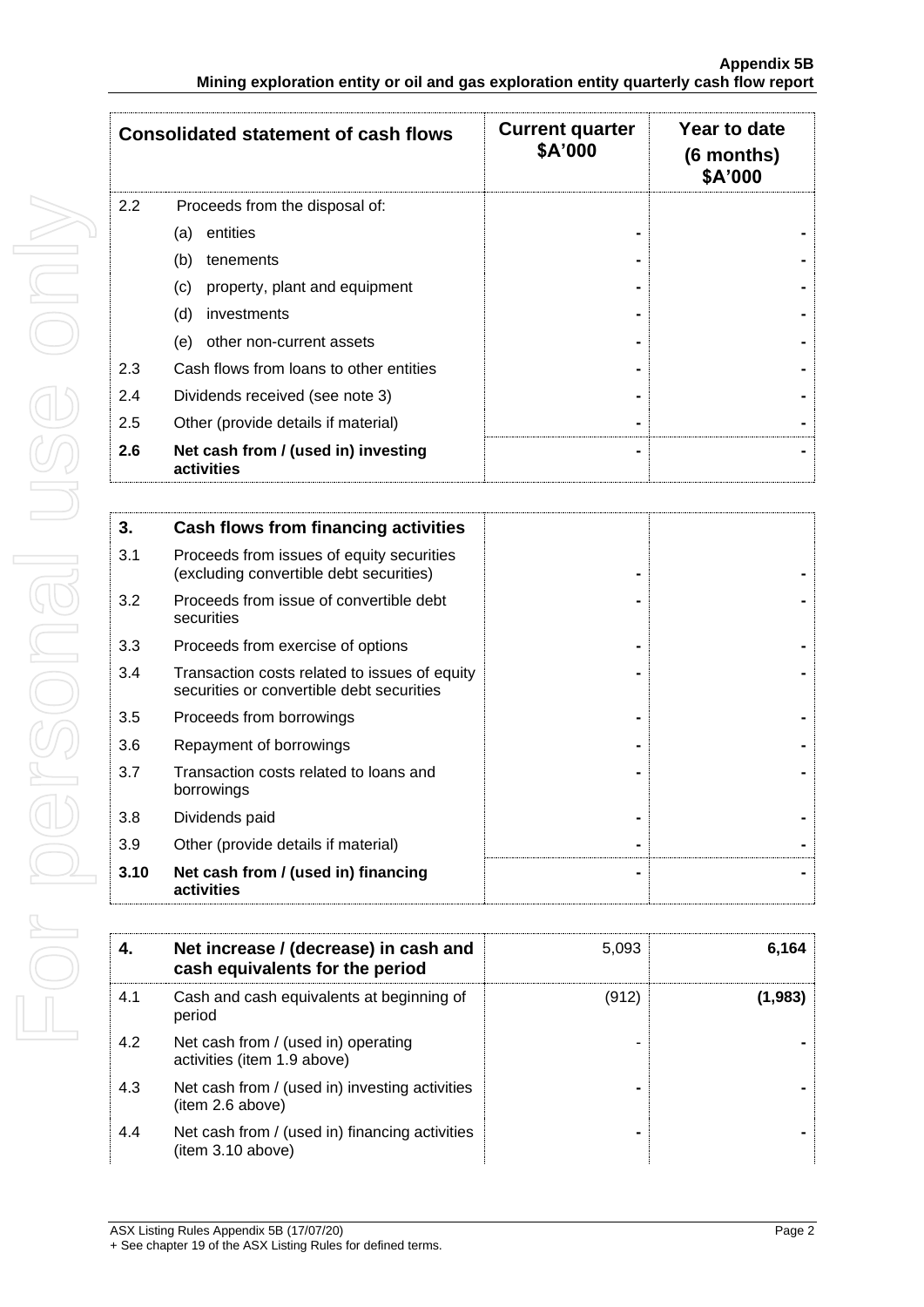| Consolidated statement of cash flows | | Current quarter $A'000 | Year to date (6 months) $A'000 |
|---|---|---|---|
| 2.2 | Proceeds from the disposal of: | | |
| | (a) entities | - | - |
| | (b) tenements | - | - |
| | (c) property, plant and equipment | - | - |
| | (d) investments | - | - |
| | (e) other non-current assets | - | - |
| 2.3 | Cash flows from loans to other entities | - | - |
| 2.4 | Dividends received (see note 3) | - | - |
| 2.5 | Other (provide details if material) | - | - |
| **2.6** | **Net cash from / (used in) investing activities** | - | - |

| **3.** | **Cash flows from financing activities** | | |
|---|---|---|---|
| 3.1 | Proceeds from issues of equity securities (excluding convertible debt securities) | - | - |
| 3.2 | Proceeds from issue of convertible debt securities | - | - |
| 3.3 | Proceeds from exercise of options | - | - |
| 3.4 | Transaction costs related to issues of equity securities or convertible debt securities | - | - |
| 3.5 | Proceeds from borrowings | - | - |
| 3.6 | Repayment of borrowings | - | - |
| 3.7 | Transaction costs related to loans and borrowings | - | - |
| 3.8 | Dividends paid | - | - |
| 3.9 | Other (provide details if material) | - | - |
| **3.10** | **Net cash from / (used in) financing activities** | - | - |

| **4.** | **Net increase / (decrease) in cash and cash equivalents for the period** | 5,093 | **6,164** |
|---|---|---|---|
| 4.1 | Cash and cash equivalents at beginning of period | (912) | **(1,983)** |
| 4.2 | Net cash from / (used in) operating activities (item 1.9 above) | - | - |
| 4.3 | Net cash from / (used in) investing activities (item 2.6 above) | - | - |
| 4.4 | Net cash from / (used in) financing activities (item 3.10 above) | - | - |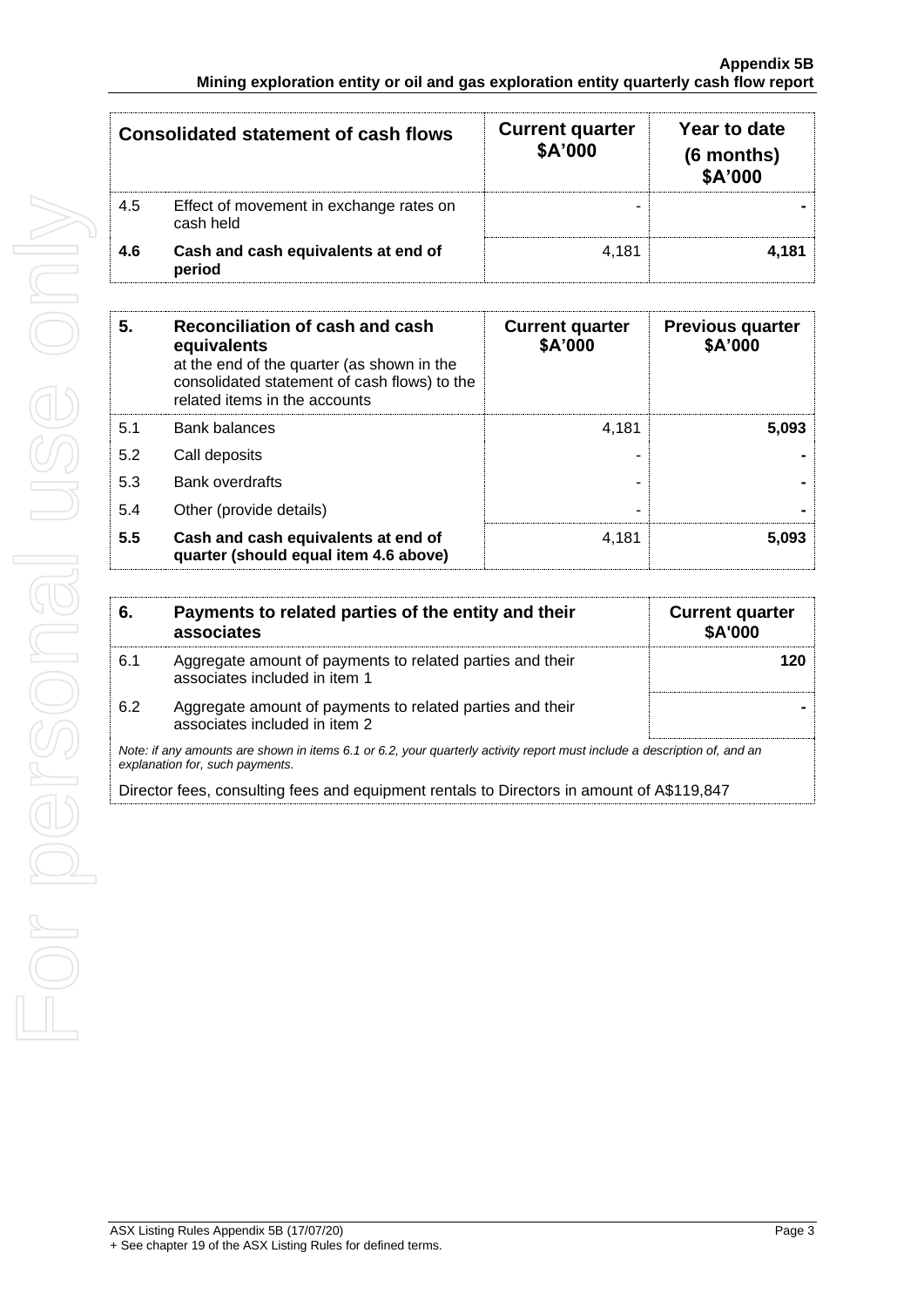| Consolidated statement of cash flows | | Current quarter $A'000 | Year to date (6 months) $A'000 |
|---|---|---|---|
| 4.5 | Effect of movement in exchange rates on cash held | - | - |
| **4.6** | **Cash and cash equivalents at end of period** | 4,181 | **4,181** |

| **5.** | **Reconciliation of cash and cash equivalents** at the end of the quarter (as shown in the consolidated statement of cash flows) to the related items in the accounts | **Current quarter $A'000** | **Previous quarter $A'000** |
|---|---|---|---|
| 5.1 | Bank balances | 4,181 | **5,093** |
| 5.2 | Call deposits | - | **-** |
| 5.3 | Bank overdrafts | - | **-** |
| 5.4 | Other (provide details) | - | **-** |
| **5.5** | **Cash and cash equivalents at end of quarter (should equal item 4.6 above)** | 4,181 | **5,093** |

| **6.** | **Payments to related parties of the entity and their associates** | **Current quarter $A'000** |
|---|---|---|
| 6.1 | Aggregate amount of payments to related parties and their associates included in item 1 | **120** |
| 6.2 | Aggregate amount of payments to related parties and their associates included in item 2 | **-** |

*Note: if any amounts are shown in items 6.1 or 6.2, your quarterly activity report must include a description of, and an explanation for, such payments.*

Director fees, consulting fees and equipment rentals to Directors in amount of A$119,847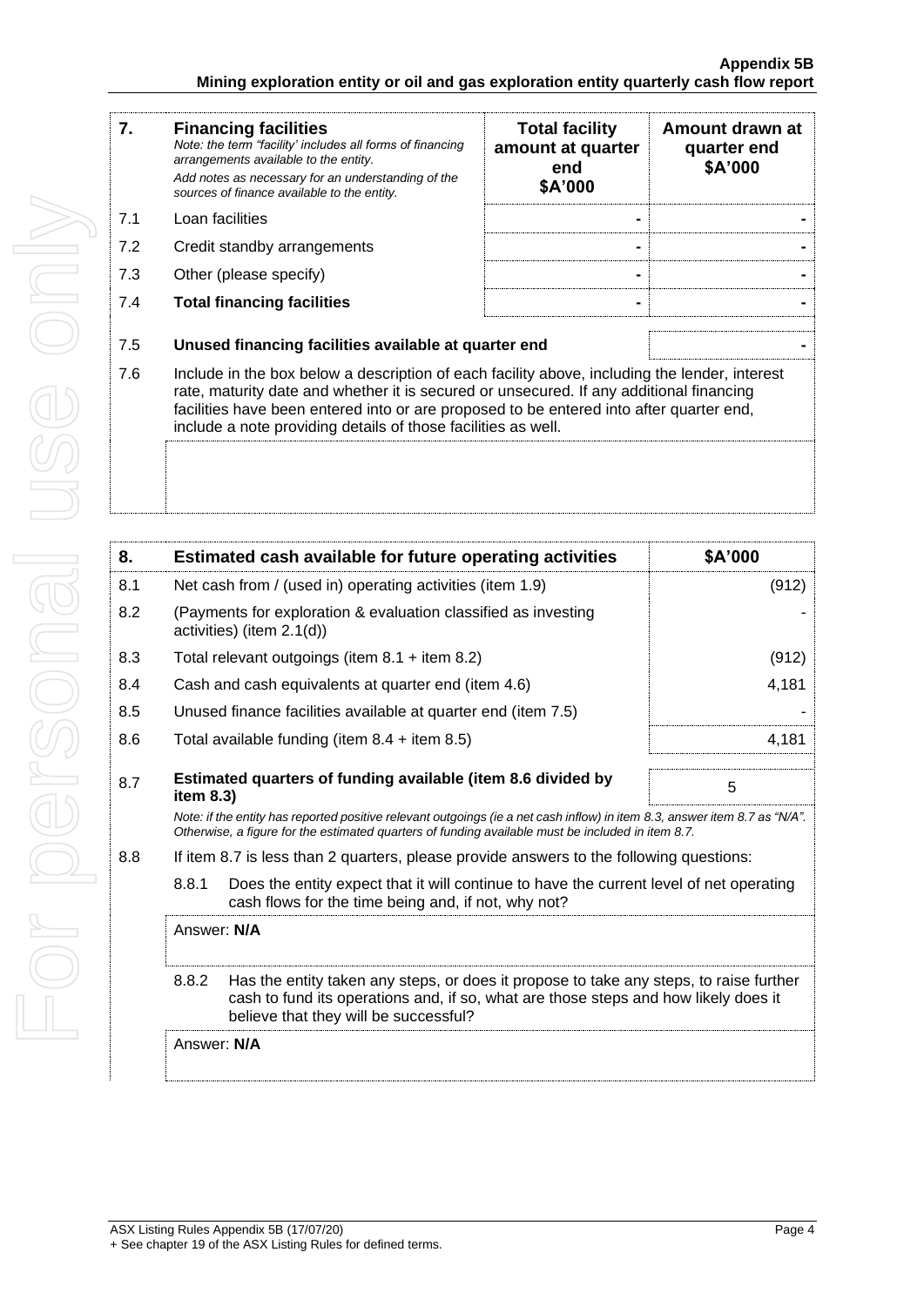| 7. | **Financing facilities** *Note: the term "facility' includes all forms of financing arrangements available to the entity.* *Add notes as necessary for an understanding of the sources of finance available to the entity.* | **Total facility amount at quarter end $A'000** | **Amount drawn at quarter end $A'000** |
|---|---|---|---|
| 7.1 | Loan facilities | - | - |
| 7.2 | Credit standby arrangements | - | - |
| 7.3 | Other (please specify) | - | - |
| 7.4 | **Total financing facilities** | - | - |

| | | |
|---|---|---|
| 7.5 | **Unused financing facilities available at quarter end** | - |

7.6 Include in the box below a description of each facility above, including the lender, interest rate, maturity date and whether it is secured or unsecured. If any additional financing facilities have been entered into or are proposed to be entered into after quarter end, include a note providing details of those facilities as well.

| 8. | **Estimated cash available for future operating activities** | **$A'000** |
|---|---|---|
| 8.1 | Net cash from / (used in) operating activities (item 1.9) | (912) |
| 8.2 | (Payments for exploration & evaluation classified as investing activities) (item 2.1(d)) | - |
| 8.3 | Total relevant outgoings (item 8.1 + item 8.2) | (912) |
| 8.4 | Cash and cash equivalents at quarter end (item 4.6) | 4,181 |
| 8.5 | Unused finance facilities available at quarter end (item 7.5) | - |
| 8.6 | Total available funding (item 8.4 + item 8.5) | 4,181 |
| 8.7 | **Estimated quarters of funding available (item 8.6 divided by item 8.3)** | 5 |

*Note: if the entity has reported positive relevant outgoings (ie a net cash inflow) in item 8.3, answer item 8.7 as "N/A". Otherwise, a figure for the estimated quarters of funding available must be included in item 8.7.*

8.8 If item 8.7 is less than 2 quarters, please provide answers to the following questions:

8.8.1 Does the entity expect that it will continue to have the current level of net operating cash flows for the time being and, if not, why not?

Answer: **N/A**

8.8.2 Has the entity taken any steps, or does it propose to take any steps, to raise further cash to fund its operations and, if so, what are those steps and how likely does it believe that they will be successful?

Answer: **N/A**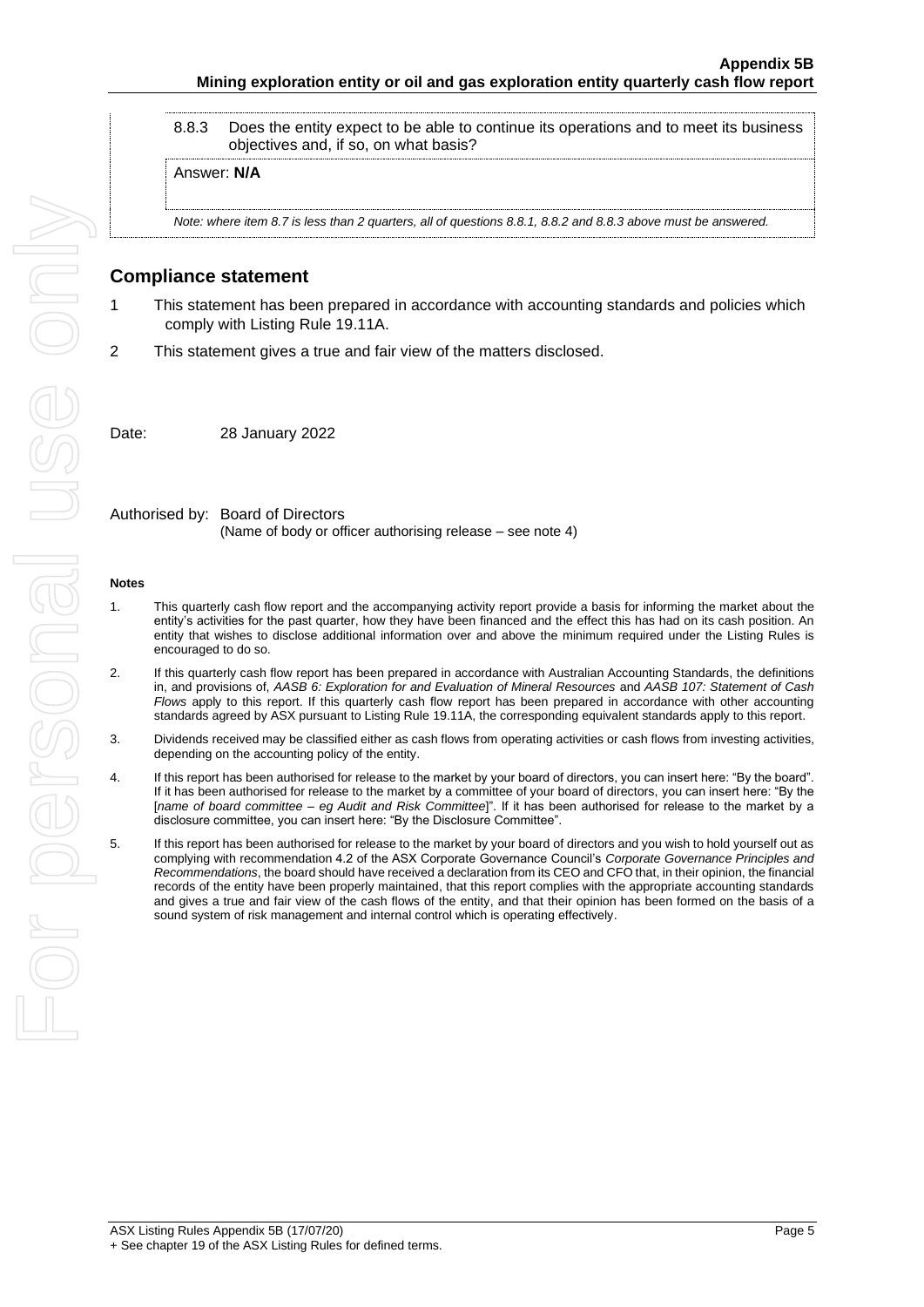| | |
|---|---|
| 8.8.3 | Does the entity expect to be able to continue its operations and to meet its business objectives and, if so, on what basis? |
| Answer: **N/A** | |
| *Note: where item 8.7 is less than 2 quarters, all of questions 8.8.1, 8.8.2 and 8.8.3 above must be answered.* | |

## Compliance statement

1 This statement has been prepared in accordance with accounting standards and policies which comply with Listing Rule 19.11A.

2 This statement gives a true and fair view of the matters disclosed.

Date: 28 January 2022

Authorised by: Board of Directors
(Name of body or officer authorising release – see note 4)

#### Notes

1. This quarterly cash flow report and the accompanying activity report provide a basis for informing the market about the entity's activities for the past quarter, how they have been financed and the effect this has had on its cash position. An entity that wishes to disclose additional information over and above the minimum required under the Listing Rules is encouraged to do so.
2. If this quarterly cash flow report has been prepared in accordance with Australian Accounting Standards, the definitions in, and provisions of, *AASB 6: Exploration for and Evaluation of Mineral Resources* and *AASB 107: Statement of Cash Flows* apply to this report. If this quarterly cash flow report has been prepared in accordance with other accounting standards agreed by ASX pursuant to Listing Rule 19.11A, the corresponding equivalent standards apply to this report.
3. Dividends received may be classified either as cash flows from operating activities or cash flows from investing activities, depending on the accounting policy of the entity.
4. If this report has been authorised for release to the market by your board of directors, you can insert here: "By the board". If it has been authorised for release to the market by a committee of your board of directors, you can insert here: "By the [*name of board committee – eg Audit and Risk Committee*]". If it has been authorised for release to the market by a disclosure committee, you can insert here: "By the Disclosure Committee".
5. If this report has been authorised for release to the market by your board of directors and you wish to hold yourself out as complying with recommendation 4.2 of the ASX Corporate Governance Council's *Corporate Governance Principles and Recommendations*, the board should have received a declaration from its CEO and CFO that, in their opinion, the financial records of the entity have been properly maintained, that this report complies with the appropriate accounting standards and gives a true and fair view of the cash flows of the entity, and that their opinion has been formed on the basis of a sound system of risk management and internal control which is operating effectively.